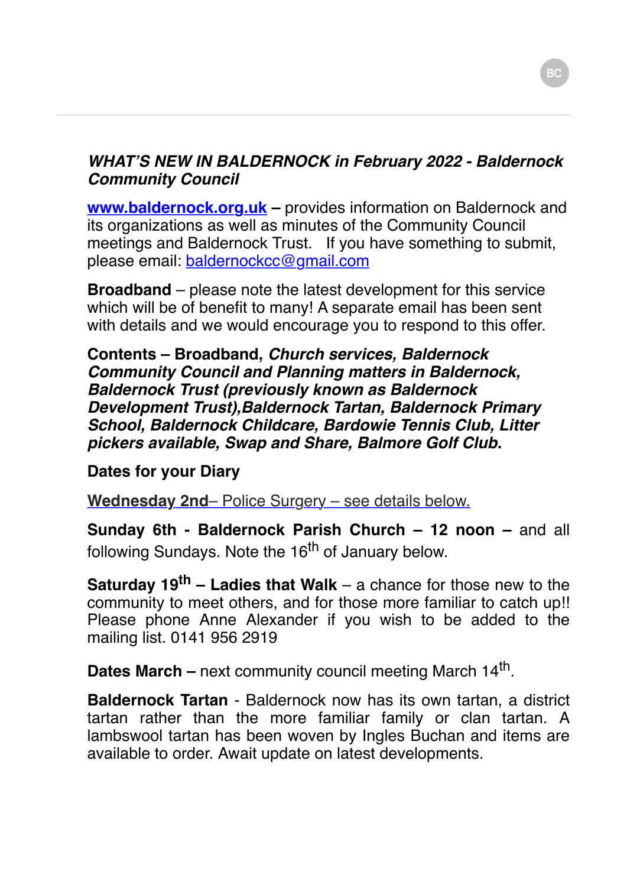***WHAT'S NEW IN BALDERNOCK in February 2022 - Baldernock Community Council***

**[www.baldernock.org.uk](http://www.baldernock.org.uk) –** provides information on Baldernock and its organizations as well as minutes of the Community Council meetings and Baldernock Trust. If you have something to submit, please email: [baldernockcc@gmail.com](mailto:baldernockcc@gmail.com)

**Broadband** – please note the latest development for this service which will be of benefit to many! A separate email has been sent with details and we would encourage you to respond to this offer.

**Contents – Broadband, *Church services, Baldernock Community Council and Planning matters in Baldernock, Baldernock Trust (previously known as Baldernock Development Trust),Baldernock Tartan, Baldernock Primary School, Baldernock Childcare, Bardowie Tennis Club, Litter pickers available, Swap and Share, Balmore Golf Club.***

**Dates for your Diary**

**Wednesday 2nd**– Police Surgery – see details below.

**Sunday 6th - Baldernock Parish Church – 12 noon –** and all following Sundays. Note the 16th of January below.

**Saturday 19th – Ladies that Walk** – a chance for those new to the community to meet others, and for those more familiar to catch up!! Please phone Anne Alexander if you wish to be added to the mailing list. 0141 956 2919

**Dates March –** next community council meeting March 14th.

**Baldernock Tartan** - Baldernock now has its own tartan, a district tartan rather than the more familiar family or clan tartan. A lambswool tartan has been woven by Ingles Buchan and items are available to order. Await update on latest developments.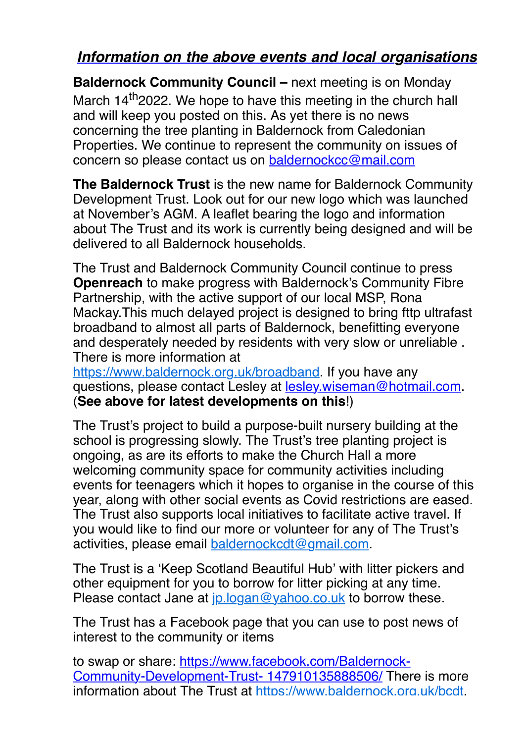## ***Information on the above events and local organisations***

**Baldernock Community Council –** next meeting is on Monday March 14th 2022. We hope to have this meeting in the church hall and will keep you posted on this. As yet there is no news concerning the tree planting in Baldernock from Caledonian Properties. We continue to represent the community on issues of concern so please contact us on baldernockcc@mail.com

**The Baldernock Trust** is the new name for Baldernock Community Development Trust. Look out for our new logo which was launched at November's AGM. A leaflet bearing the logo and information about The Trust and its work is currently being designed and will be delivered to all Baldernock households.

The Trust and Baldernock Community Council continue to press **Openreach** to make progress with Baldernock's Community Fibre Partnership, with the active support of our local MSP, Rona Mackay.This much delayed project is designed to bring fttp ultrafast broadband to almost all parts of Baldernock, benefitting everyone and desperately needed by residents with very slow or unreliable . There is more information at https://www.baldernock.org.uk/broadband. If you have any questions, please contact Lesley at lesley.wiseman@hotmail.com. (**See above for latest developments on this**!)

The Trust's project to build a purpose-built nursery building at the school is progressing slowly. The Trust's tree planting project is ongoing, as are its efforts to make the Church Hall a more welcoming community space for community activities including events for teenagers which it hopes to organise in the course of this year, along with other social events as Covid restrictions are eased. The Trust also supports local initiatives to facilitate active travel. If you would like to find our more or volunteer for any of The Trust's activities, please email baldernockcdt@gmail.com.

The Trust is a 'Keep Scotland Beautiful Hub' with litter pickers and other equipment for you to borrow for litter picking at any time. Please contact Jane at jp.logan@yahoo.co.uk to borrow these.

The Trust has a Facebook page that you can use to post news of interest to the community or items

to swap or share: https://www.facebook.com/Baldernock-Community-Development-Trust- 147910135888506/ There is more information about The Trust at https://www.baldernock.org.uk/bcdt.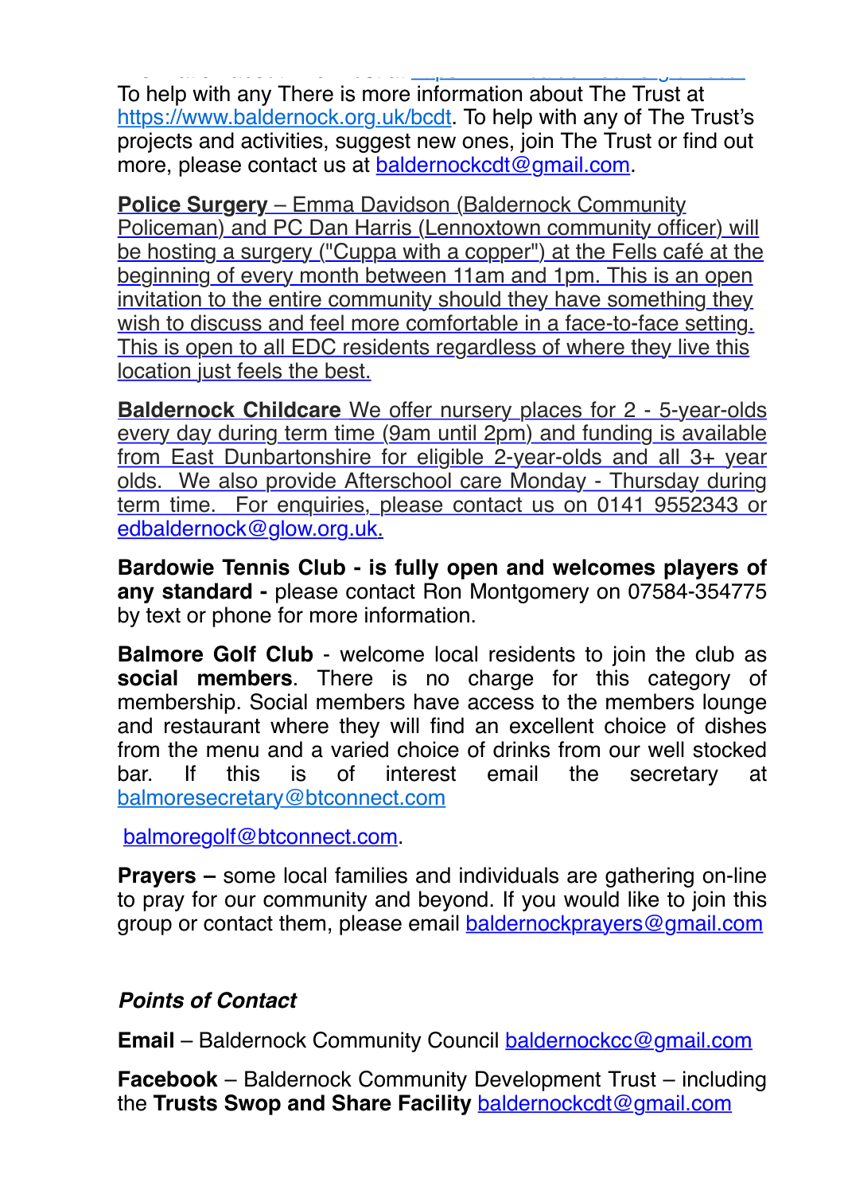To help with any There is more information about The Trust at https://www.baldernock.org.uk/bcdt. To help with any of The Trust's projects and activities, suggest new ones, join The Trust or find out more, please contact us at baldernockcdt@gmail.com.

**Police Surgery** – Emma Davidson (Baldernock Community Policeman) and PC Dan Harris (Lennoxtown community officer) will be hosting a surgery ("Cuppa with a copper") at the Fells café at the beginning of every month between 11am and 1pm. This is an open invitation to the entire community should they have something they wish to discuss and feel more comfortable in a face-to-face setting. This is open to all EDC residents regardless of where they live this location just feels the best.

**Baldernock Childcare** We offer nursery places for 2 - 5-year-olds every day during term time (9am until 2pm) and funding is available from East Dunbartonshire for eligible 2-year-olds and all 3+ year olds. We also provide Afterschool care Monday - Thursday during term time. For enquiries, please contact us on 0141 9552343 or edbaldernock@glow.org.uk.

**Bardowie Tennis Club - is fully open and welcomes players of any standard -** please contact Ron Montgomery on 07584-354775 by text or phone for more information.

**Balmore Golf Club** - welcome local residents to join the club as **social members**. There is no charge for this category of membership. Social members have access to the members lounge and restaurant where they will find an excellent choice of dishes from the menu and a varied choice of drinks from our well stocked bar. If this is of interest email the secretary at balmoresecretary@btconnect.com

balmoregolf@btconnect.com.

**Prayers –** some local families and individuals are gathering on-line to pray for our community and beyond. If you would like to join this group or contact them, please email baldernockprayers@gmail.com

***Points of Contact***

**Email** – Baldernock Community Council baldernockcc@gmail.com

**Facebook** – Baldernock Community Development Trust – including the **Trusts Swop and Share Facility** baldernockcdt@gmail.com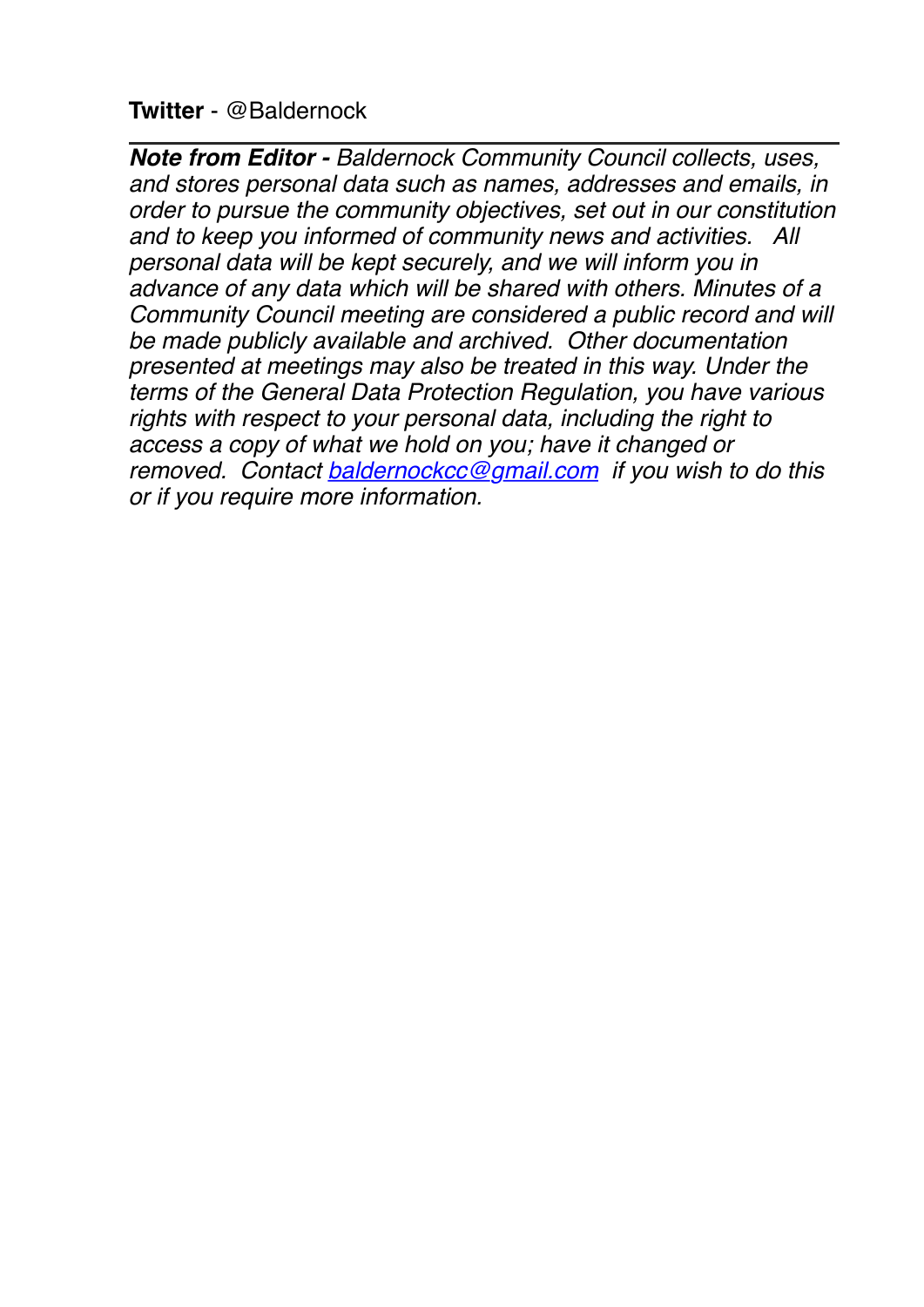**Twitter** - @Baldernock

---

***Note from Editor -*** *Baldernock Community Council collects, uses, and stores personal data such as names, addresses and emails, in order to pursue the community objectives, set out in our constitution and to keep you informed of community news and activities. All personal data will be kept securely, and we will inform you in advance of any data which will be shared with others. Minutes of a Community Council meeting are considered a public record and will be made publicly available and archived. Other documentation presented at meetings may also be treated in this way. Under the terms of the General Data Protection Regulation, you have various rights with respect to your personal data, including the right to access a copy of what we hold on you; have it changed or removed. Contact [baldernockcc@gmail.com](mailto:baldernockcc@gmail.com) if you wish to do this or if you require more information.*